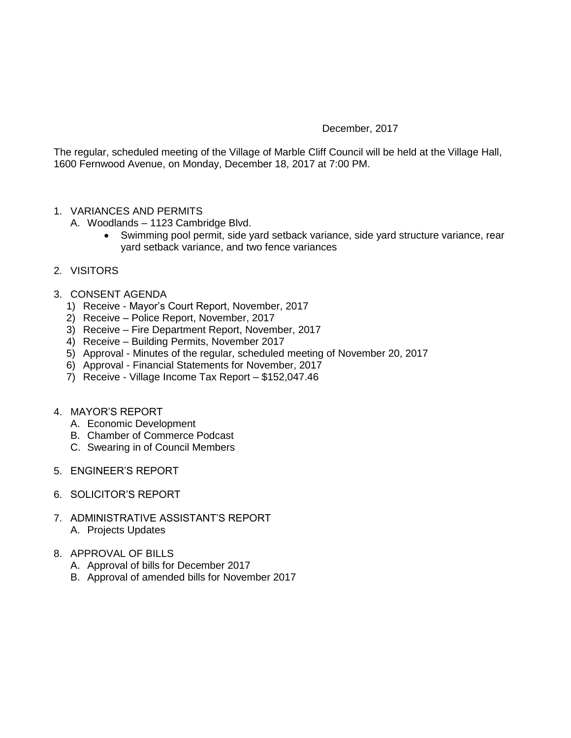December, 2017

The regular, scheduled meeting of the Village of Marble Cliff Council will be held at the Village Hall, 1600 Fernwood Avenue, on Monday, December 18, 2017 at 7:00 PM.

1. VARIANCES AND PERMITS
   A. Woodlands – 1123 Cambridge Blvd.
      - Swimming pool permit, side yard setback variance, side yard structure variance, rear yard setback variance, and two fence variances

2. VISITORS

3. CONSENT AGENDA
   1) Receive - Mayor's Court Report, November, 2017
   2) Receive – Police Report, November, 2017
   3) Receive – Fire Department Report, November, 2017
   4) Receive – Building Permits, November 2017
   5) Approval - Minutes of the regular, scheduled meeting of November 20, 2017
   6) Approval - Financial Statements for November, 2017
   7) Receive - Village Income Tax Report – $152,047.46

4. MAYOR'S REPORT
   A. Economic Development
   B. Chamber of Commerce Podcast
   C. Swearing in of Council Members

5. ENGINEER'S REPORT

6. SOLICITOR'S REPORT

7. ADMINISTRATIVE ASSISTANT'S REPORT
   A. Projects Updates

8. APPROVAL OF BILLS
   A. Approval of bills for December 2017
   B. Approval of amended bills for November 2017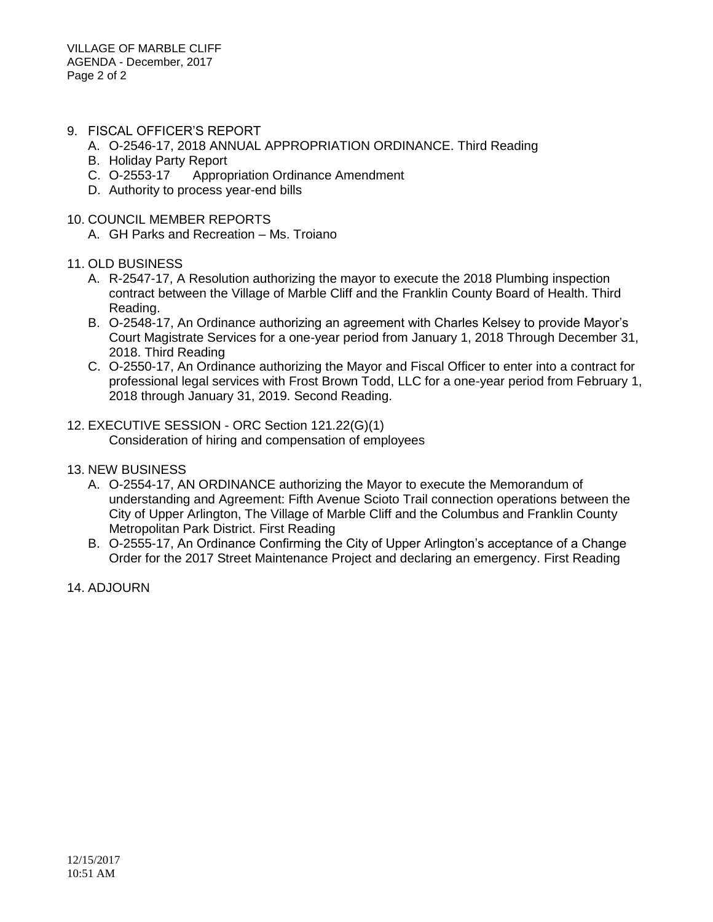9. FISCAL OFFICER'S REPORT
   A. O-2546-17, 2018 ANNUAL APPROPRIATION ORDINANCE. Third Reading
   B. Holiday Party Report
   C. O-2553-17 Appropriation Ordinance Amendment
   D. Authority to process year-end bills

10. COUNCIL MEMBER REPORTS
    A. GH Parks and Recreation – Ms. Troiano

11. OLD BUSINESS
    A. R-2547-17, A Resolution authorizing the mayor to execute the 2018 Plumbing inspection contract between the Village of Marble Cliff and the Franklin County Board of Health. Third Reading.
    B. O-2548-17, An Ordinance authorizing an agreement with Charles Kelsey to provide Mayor's Court Magistrate Services for a one-year period from January 1, 2018 Through December 31, 2018. Third Reading
    C. O-2550-17, An Ordinance authorizing the Mayor and Fiscal Officer to enter into a contract for professional legal services with Frost Brown Todd, LLC for a one-year period from February 1, 2018 through January 31, 2019. Second Reading.

12. EXECUTIVE SESSION - ORC Section 121.22(G)(1)
    Consideration of hiring and compensation of employees

13. NEW BUSINESS
    A. O-2554-17, AN ORDINANCE authorizing the Mayor to execute the Memorandum of understanding and Agreement: Fifth Avenue Scioto Trail connection operations between the City of Upper Arlington, The Village of Marble Cliff and the Columbus and Franklin County Metropolitan Park District. First Reading
    B. O-2555-17, An Ordinance Confirming the City of Upper Arlington's acceptance of a Change Order for the 2017 Street Maintenance Project and declaring an emergency. First Reading

14. ADJOURN

12/15/2017
10:51 AM